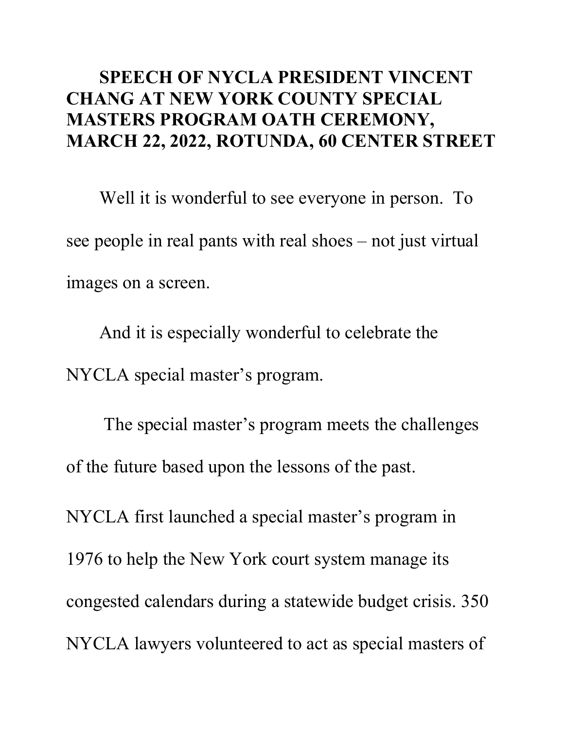# SPEECH OF NYCLA PRESIDENT VINCENT CHANG AT NEW YORK COUNTY SPECIAL MASTERS PROGRAM OATH CEREMONY, MARCH 22, 2022, ROTUNDA, 60 CENTER STREET

Well it is wonderful to see everyone in person. To see people in real pants with real shoes – not just virtual images on a screen.

And it is especially wonderful to celebrate the NYCLA special master's program.

The special master's program meets the challenges of the future based upon the lessons of the past.

NYCLA first launched a special master's program in 1976 to help the New York court system manage its congested calendars during a statewide budget crisis. 350 NYCLA lawyers volunteered to act as special masters of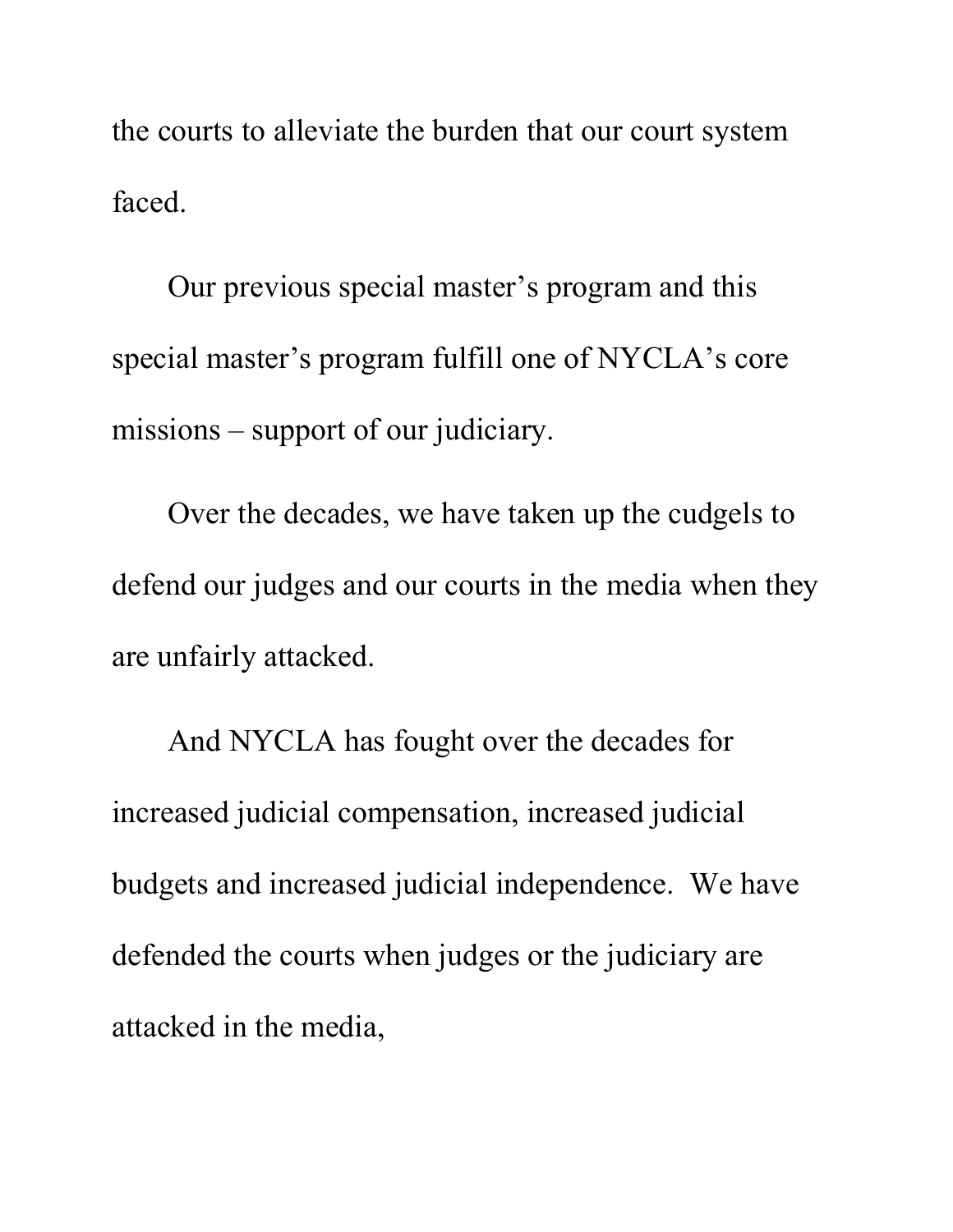the courts to alleviate the burden that our court system faced.

Our previous special master's program and this special master's program fulfill one of NYCLA's core missions – support of our judiciary.

Over the decades, we have taken up the cudgels to defend our judges and our courts in the media when they are unfairly attacked.

And NYCLA has fought over the decades for increased judicial compensation, increased judicial budgets and increased judicial independence. We have defended the courts when judges or the judiciary are attacked in the media,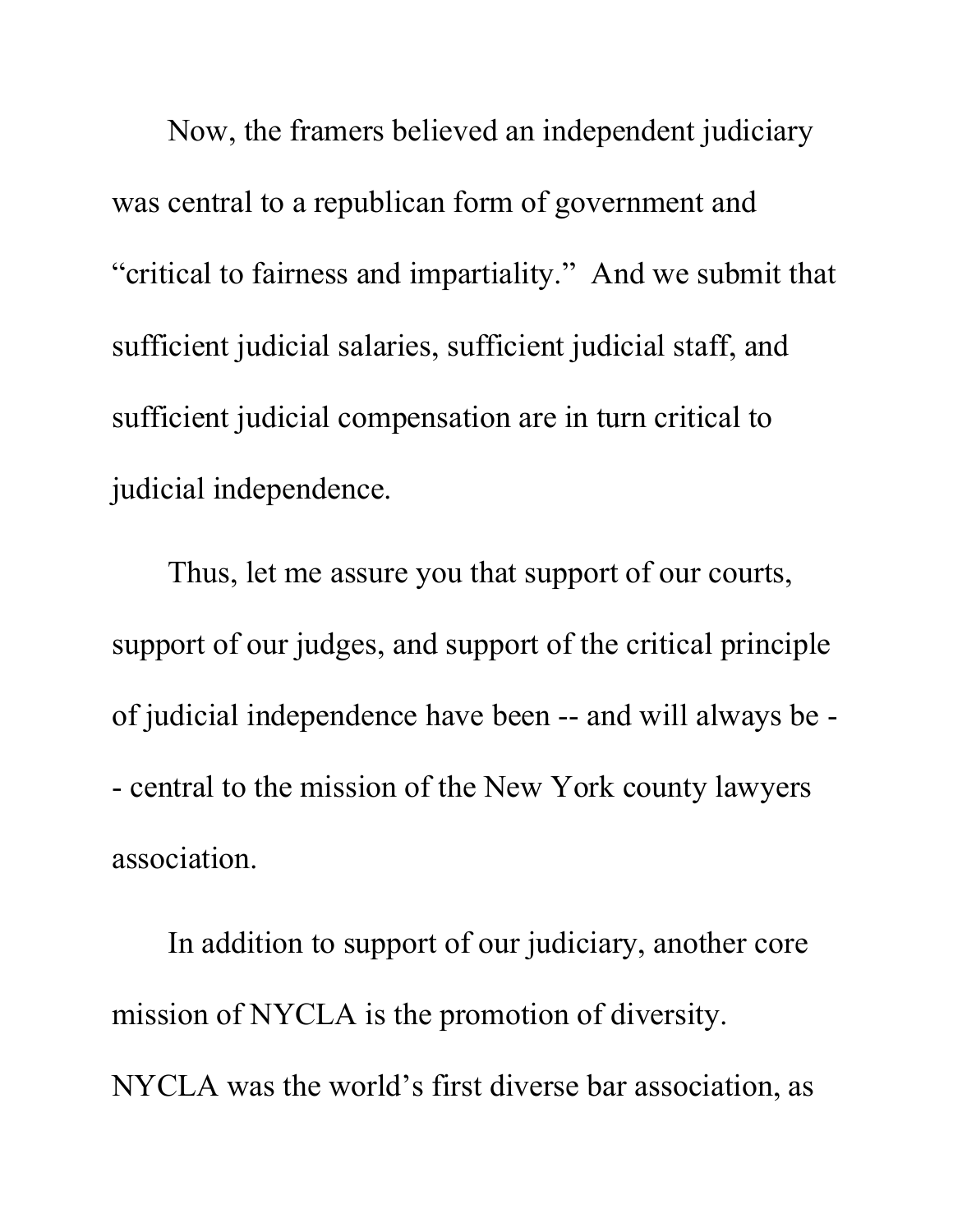Now, the framers believed an independent judiciary was central to a republican form of government and "critical to fairness and impartiality." And we submit that sufficient judicial salaries, sufficient judicial staff, and sufficient judicial compensation are in turn critical to judicial independence.

Thus, let me assure you that support of our courts, support of our judges, and support of the critical principle of judicial independence have been -- and will always be -- central to the mission of the New York county lawyers association.

In addition to support of our judiciary, another core mission of NYCLA is the promotion of diversity. NYCLA was the world's first diverse bar association, as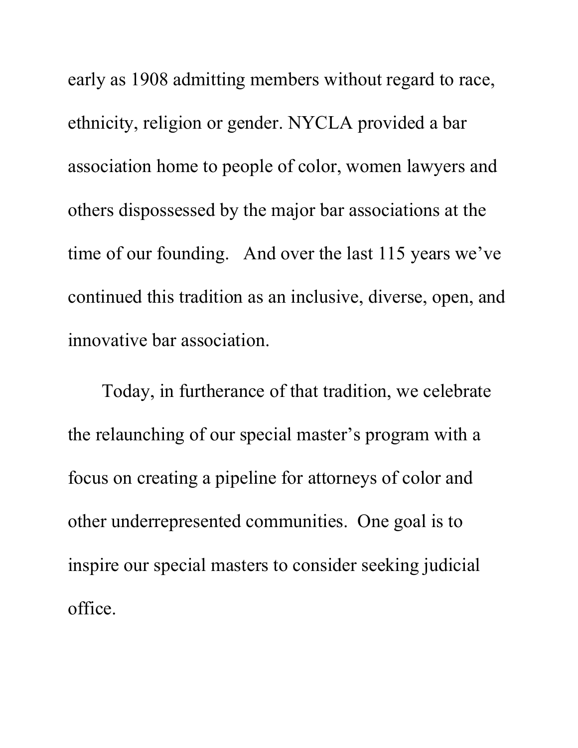early as 1908 admitting members without regard to race, ethnicity, religion or gender. NYCLA provided a bar association home to people of color, women lawyers and others dispossessed by the major bar associations at the time of our founding. And over the last 115 years we've continued this tradition as an inclusive, diverse, open, and innovative bar association.

Today, in furtherance of that tradition, we celebrate the relaunching of our special master's program with a focus on creating a pipeline for attorneys of color and other underrepresented communities. One goal is to inspire our special masters to consider seeking judicial office.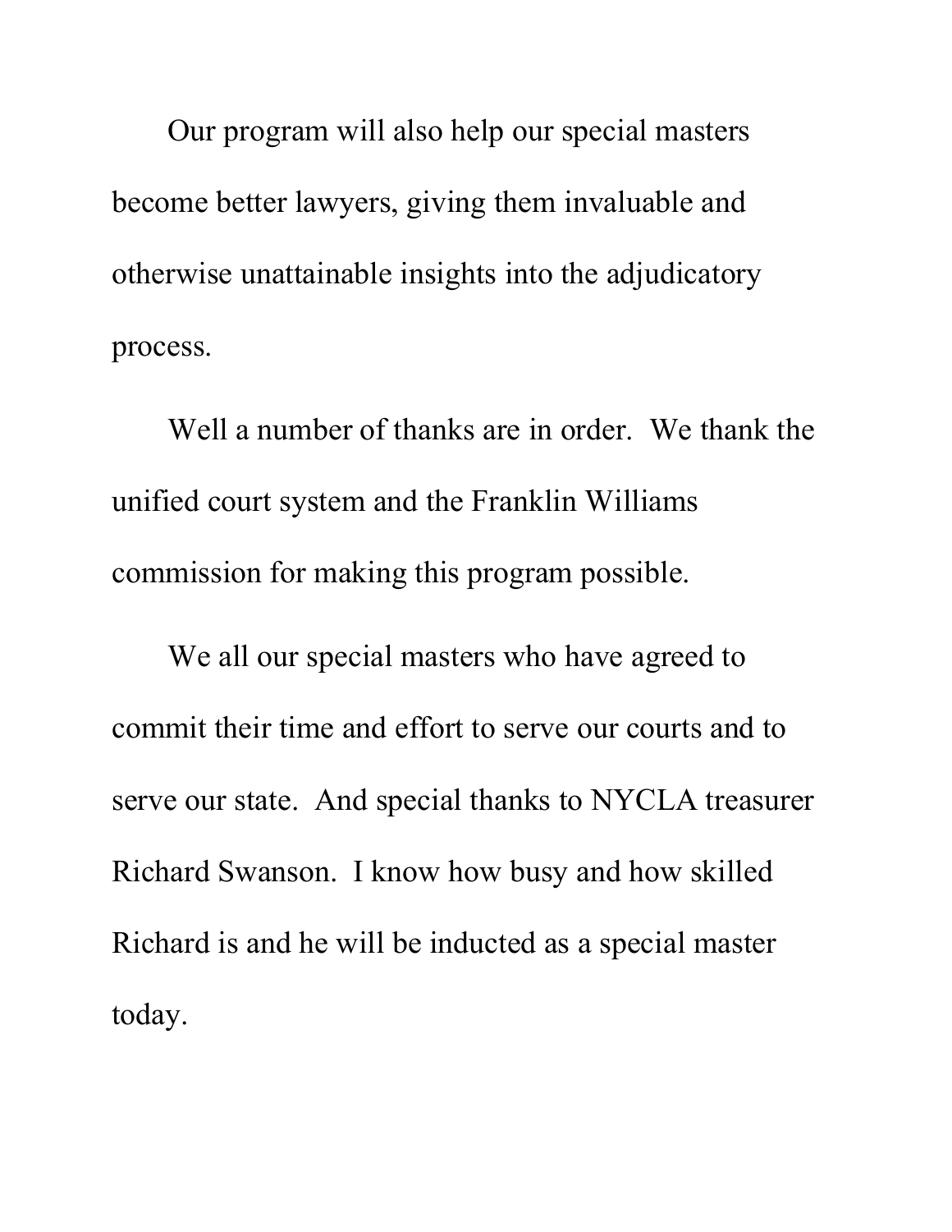Our program will also help our special masters become better lawyers, giving them invaluable and otherwise unattainable insights into the adjudicatory process.

Well a number of thanks are in order. We thank the unified court system and the Franklin Williams commission for making this program possible.

We all our special masters who have agreed to commit their time and effort to serve our courts and to serve our state. And special thanks to NYCLA treasurer Richard Swanson. I know how busy and how skilled Richard is and he will be inducted as a special master today.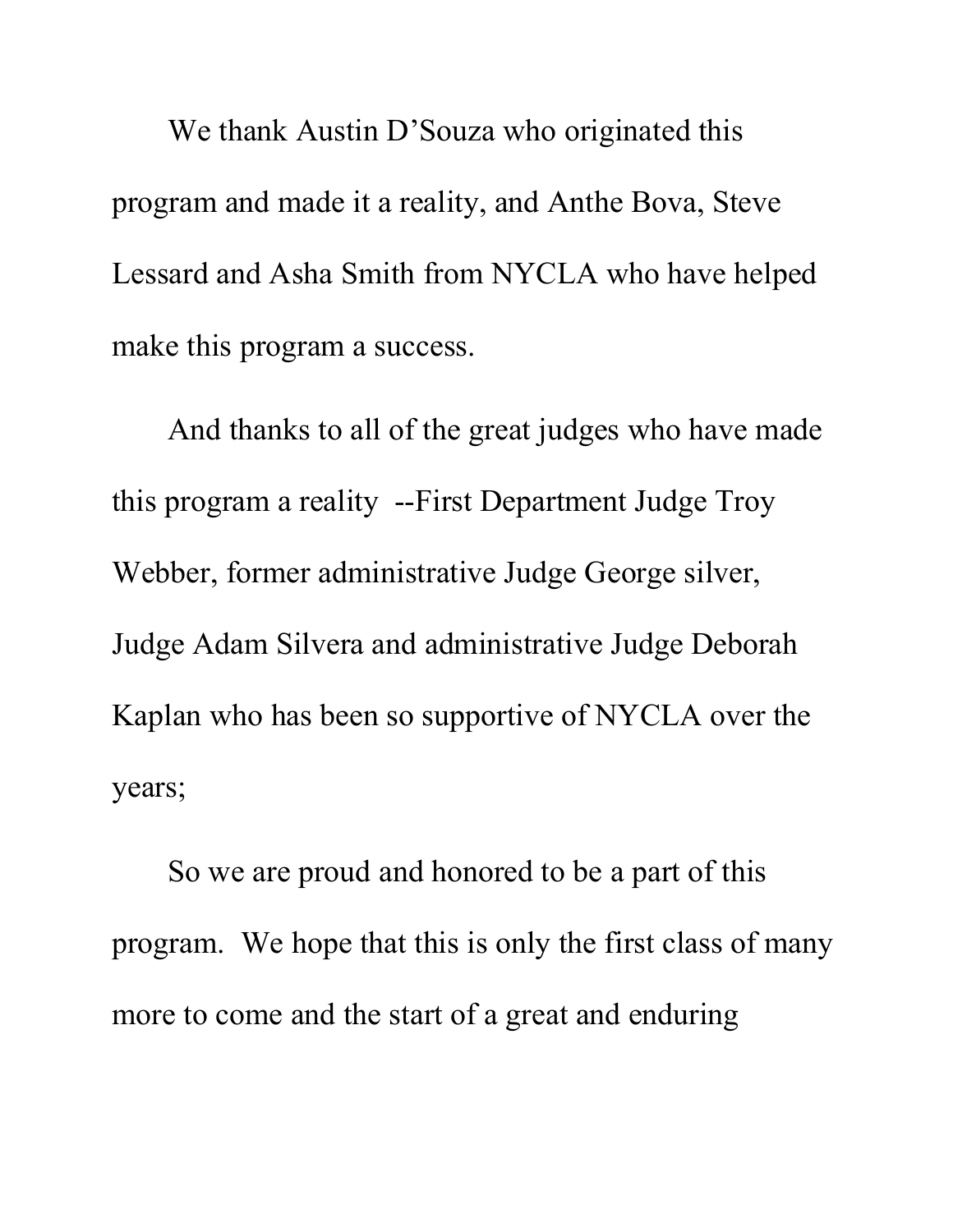We thank Austin D'Souza who originated this program and made it a reality, and Anthe Bova, Steve Lessard and Asha Smith from NYCLA who have helped make this program a success.

And thanks to all of the great judges who have made this program a reality --First Department Judge Troy Webber, former administrative Judge George silver, Judge Adam Silvera and administrative Judge Deborah Kaplan who has been so supportive of NYCLA over the years;

So we are proud and honored to be a part of this program. We hope that this is only the first class of many more to come and the start of a great and enduring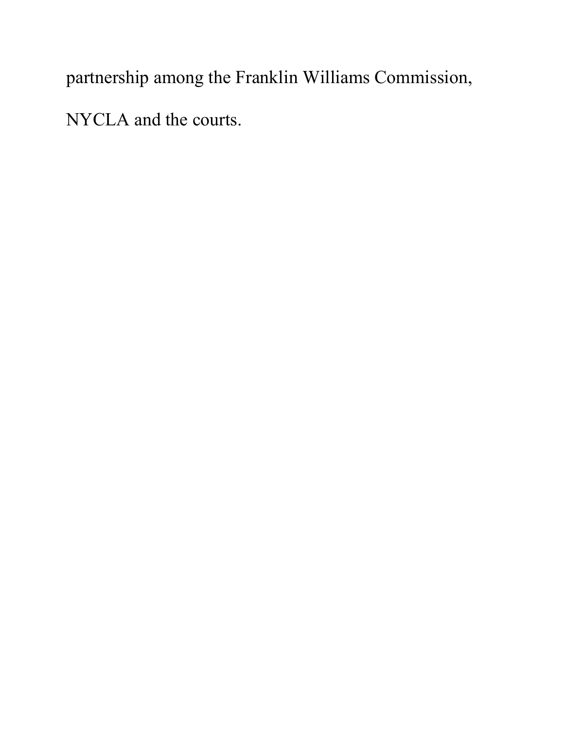partnership among the Franklin Williams Commission, NYCLA and the courts.